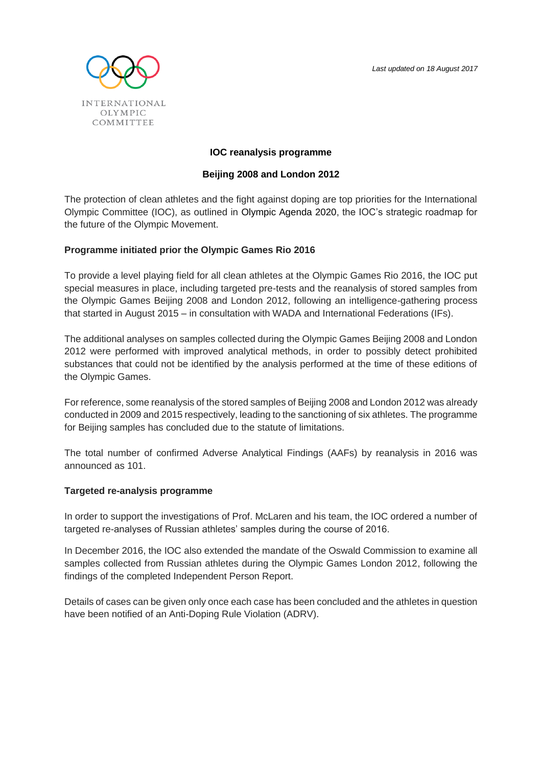INTERNATIONAL OLYMPIC COMMITTEE

*Last updated on 18 August 2017*

# IOC reanalysis programme

## Beijing 2008 and London 2012

The protection of clean athletes and the fight against doping are top priorities for the International Olympic Committee (IOC), as outlined in Olympic Agenda 2020, the IOC's strategic roadmap for the future of the Olympic Movement.

### Programme initiated prior the Olympic Games Rio 2016

To provide a level playing field for all clean athletes at the Olympic Games Rio 2016, the IOC put special measures in place, including targeted pre-tests and the reanalysis of stored samples from the Olympic Games Beijing 2008 and London 2012, following an intelligence-gathering process that started in August 2015 – in consultation with WADA and International Federations (IFs).

The additional analyses on samples collected during the Olympic Games Beijing 2008 and London 2012 were performed with improved analytical methods, in order to possibly detect prohibited substances that could not be identified by the analysis performed at the time of these editions of the Olympic Games.

For reference, some reanalysis of the stored samples of Beijing 2008 and London 2012 was already conducted in 2009 and 2015 respectively, leading to the sanctioning of six athletes. The programme for Beijing samples has concluded due to the statute of limitations.

The total number of confirmed Adverse Analytical Findings (AAFs) by reanalysis in 2016 was announced as 101.

### Targeted re-analysis programme

In order to support the investigations of Prof. McLaren and his team, the IOC ordered a number of targeted re-analyses of Russian athletes' samples during the course of 2016.

In December 2016, the IOC also extended the mandate of the Oswald Commission to examine all samples collected from Russian athletes during the Olympic Games London 2012, following the findings of the completed Independent Person Report.

Details of cases can be given only once each case has been concluded and the athletes in question have been notified of an Anti-Doping Rule Violation (ADRV).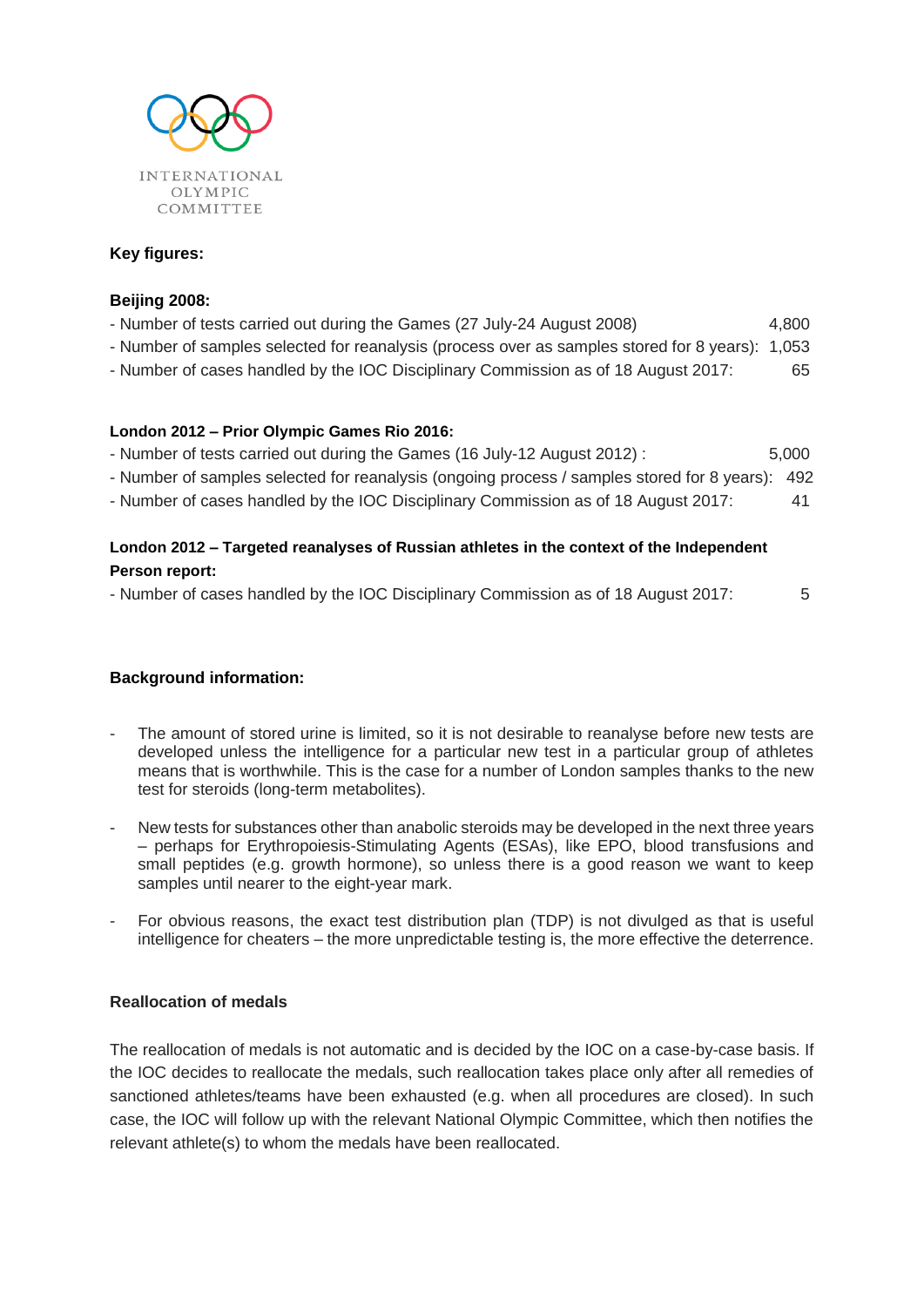INTERNATIONAL OLYMPIC COMMITTEE

**Key figures:**

**Beijing 2008:**

- Number of tests carried out during the Games (27 July-24 August 2008) 4,800
- Number of samples selected for reanalysis (process over as samples stored for 8 years): 1,053
- Number of cases handled by the IOC Disciplinary Commission as of 18 August 2017: 65

**London 2012 – Prior Olympic Games Rio 2016:**

- Number of tests carried out during the Games (16 July-12 August 2012) : 5,000
- Number of samples selected for reanalysis (ongoing process / samples stored for 8 years): 492
- Number of cases handled by the IOC Disciplinary Commission as of 18 August 2017: 41

**London 2012 – Targeted reanalyses of Russian athletes in the context of the Independent Person report:**

- Number of cases handled by the IOC Disciplinary Commission as of 18 August 2017: 5

**Background information:**

- The amount of stored urine is limited, so it is not desirable to reanalyse before new tests are developed unless the intelligence for a particular new test in a particular group of athletes means that is worthwhile. This is the case for a number of London samples thanks to the new test for steroids (long-term metabolites).
- New tests for substances other than anabolic steroids may be developed in the next three years – perhaps for Erythropoiesis-Stimulating Agents (ESAs), like EPO, blood transfusions and small peptides (e.g. growth hormone), so unless there is a good reason we want to keep samples until nearer to the eight-year mark.
- For obvious reasons, the exact test distribution plan (TDP) is not divulged as that is useful intelligence for cheaters – the more unpredictable testing is, the more effective the deterrence.

**Reallocation of medals**

The reallocation of medals is not automatic and is decided by the IOC on a case-by-case basis. If the IOC decides to reallocate the medals, such reallocation takes place only after all remedies of sanctioned athletes/teams have been exhausted (e.g. when all procedures are closed). In such case, the IOC will follow up with the relevant National Olympic Committee, which then notifies the relevant athlete(s) to whom the medals have been reallocated.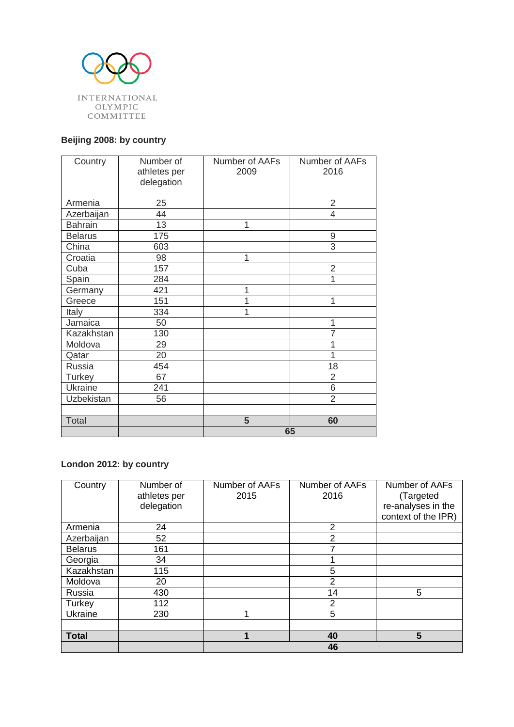INTERNATIONAL OLYMPIC COMMITTEE

**Beijing 2008: by country**

| Country | Number of athletes per delegation | Number of AAFs 2009 | Number of AAFs 2016 |
|---|---|---|---|
| Armenia | 25 | | 2 |
| Azerbaijan | 44 | | 4 |
| Bahrain | 13 | 1 | |
| Belarus | 175 | | 9 |
| China | 603 | | 3 |
| Croatia | 98 | 1 | |
| Cuba | 157 | | 2 |
| Spain | 284 | | 1 |
| Germany | 421 | 1 | |
| Greece | 151 | 1 | 1 |
| Italy | 334 | 1 | |
| Jamaica | 50 | | 1 |
| Kazakhstan | 130 | | 7 |
| Moldova | 29 | | 1 |
| Qatar | 20 | | 1 |
| Russia | 454 | | 18 |
| Turkey | 67 | | 2 |
| Ukraine | 241 | | 6 |
| Uzbekistan | 56 | | 2 |
| | | | |
| Total | | **5** | **60** |
| | | **65** | |

**London 2012: by country**

| Country | Number of athletes per delegation | Number of AAFs 2015 | Number of AAFs 2016 | Number of AAFs (Targeted re-analyses in the context of the IPR) |
|---|---|---|---|---|
| Armenia | 24 | | 2 | |
| Azerbaijan | 52 | | 2 | |
| Belarus | 161 | | 7 | |
| Georgia | 34 | | 1 | |
| Kazakhstan | 115 | | 5 | |
| Moldova | 20 | | 2 | |
| Russia | 430 | | 14 | 5 |
| Turkey | 112 | | 2 | |
| Ukraine | 230 | 1 | 5 | |
| | | | | |
| **Total** | | **1** | **40** | **5** |
| | | | **46** | |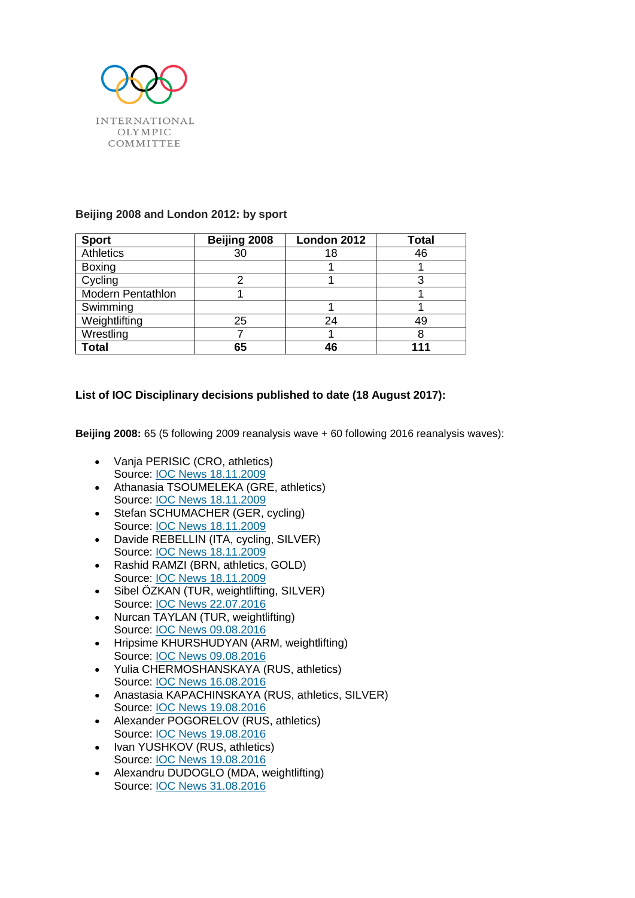INTERNATIONAL OLYMPIC COMMITTEE

**Beijing 2008 and London 2012: by sport**

| Sport | Beijing 2008 | London 2012 | Total |
|---|---|---|---|
| Athletics | 30 | 18 | 46 |
| Boxing | | 1 | 1 |
| Cycling | 2 | 1 | 3 |
| Modern Pentathlon | 1 | | 1 |
| Swimming | | 1 | 1 |
| Weightlifting | 25 | 24 | 49 |
| Wrestling | 7 | 1 | 8 |
| **Total** | **65** | **46** | **111** |

**List of IOC Disciplinary decisions published to date (18 August 2017):**

**Beijing 2008:** 65 (5 following 2009 reanalysis wave + 60 following 2016 reanalysis waves):

- Vanja PERISIC (CRO, athletics)
  Source: IOC News 18.11.2009
- Athanasia TSOUMELEKA (GRE, athletics)
  Source: IOC News 18.11.2009
- Stefan SCHUMACHER (GER, cycling)
  Source: IOC News 18.11.2009
- Davide REBELLIN (ITA, cycling, SILVER)
  Source: IOC News 18.11.2009
- Rashid RAMZI (BRN, athletics, GOLD)
  Source: IOC News 18.11.2009
- Sibel ÖZKAN (TUR, weightlifting, SILVER)
  Source: IOC News 22.07.2016
- Nurcan TAYLAN (TUR, weightlifting)
  Source: IOC News 09.08.2016
- Hripsime KHURSHUDYAN (ARM, weightlifting)
  Source: IOC News 09.08.2016
- Yulia CHERMOSHANSKAYA (RUS, athletics)
  Source: IOC News 16.08.2016
- Anastasia KAPACHINSKAYA (RUS, athletics, SILVER)
  Source: IOC News 19.08.2016
- Alexander POGORELOV (RUS, athletics)
  Source: IOC News 19.08.2016
- Ivan YUSHKOV (RUS, athletics)
  Source: IOC News 19.08.2016
- Alexandru DUDOGLO (MDA, weightlifting)
  Source: IOC News 31.08.2016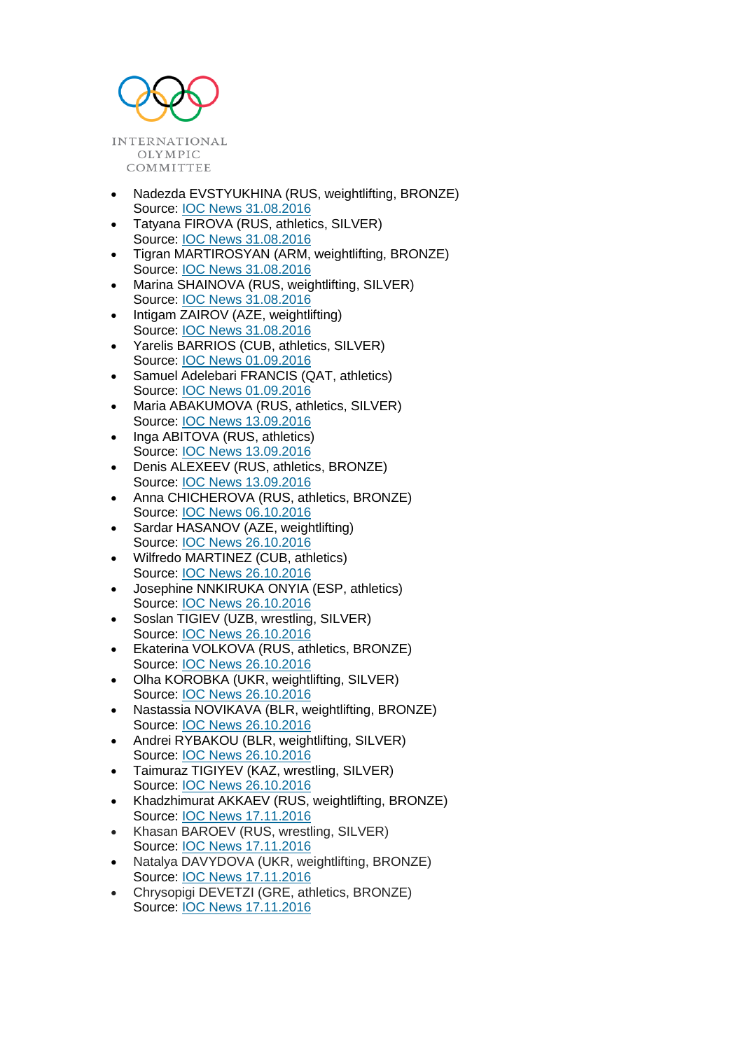- Nadezda EVSTYUKHINA (RUS, weightlifting, BRONZE)
  Source: [IOC News 31.08.2016]
- Tatyana FIROVA (RUS, athletics, SILVER)
  Source: [IOC News 31.08.2016]
- Tigran MARTIROSYAN (ARM, weightlifting, BRONZE)
  Source: [IOC News 31.08.2016]
- Marina SHAINOVA (RUS, weightlifting, SILVER)
  Source: [IOC News 31.08.2016]
- Intigam ZAIROV (AZE, weightlifting)
  Source: [IOC News 31.08.2016]
- Yarelis BARRIOS (CUB, athletics, SILVER)
  Source: [IOC News 01.09.2016]
- Samuel Adelebari FRANCIS (QAT, athletics)
  Source: [IOC News 01.09.2016]
- Maria ABAKUMOVA (RUS, athletics, SILVER)
  Source: [IOC News 13.09.2016]
- Inga ABITOVA (RUS, athletics)
  Source: [IOC News 13.09.2016]
- Denis ALEXEEV (RUS, athletics, BRONZE)
  Source: [IOC News 13.09.2016]
- Anna CHICHEROVA (RUS, athletics, BRONZE)
  Source: [IOC News 06.10.2016]
- Sardar HASANOV (AZE, weightlifting)
  Source: [IOC News 26.10.2016]
- Wilfredo MARTINEZ (CUB, athletics)
  Source: [IOC News 26.10.2016]
- Josephine NNKIRUKA ONYIA (ESP, athletics)
  Source: [IOC News 26.10.2016]
- Soslan TIGIEV (UZB, wrestling, SILVER)
  Source: [IOC News 26.10.2016]
- Ekaterina VOLKOVA (RUS, athletics, BRONZE)
  Source: [IOC News 26.10.2016]
- Olha KOROBKA (UKR, weightlifting, SILVER)
  Source: [IOC News 26.10.2016]
- Nastassia NOVIKAVA (BLR, weightlifting, BRONZE)
  Source: [IOC News 26.10.2016]
- Andrei RYBAKOU (BLR, weightlifting, SILVER)
  Source: [IOC News 26.10.2016]
- Taimuraz TIGIYEV (KAZ, wrestling, SILVER)
  Source: [IOC News 26.10.2016]
- Khadzhimurat AKKAEV (RUS, weightlifting, BRONZE)
  Source: [IOC News 17.11.2016]
- Khasan BAROEV (RUS, wrestling, SILVER)
  Source: [IOC News 17.11.2016]
- Natalya DAVYDOVA (UKR, weightlifting, BRONZE)
  Source: [IOC News 17.11.2016]
- Chrysopigi DEVETZI (GRE, athletics, BRONZE)
  Source: [IOC News 17.11.2016]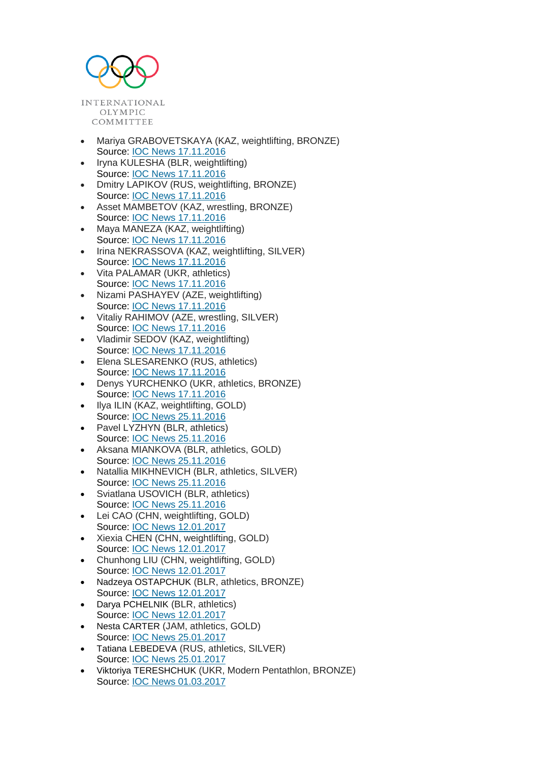- Mariya GRABOVETSKAYA (KAZ, weightlifting, BRONZE)
  Source: IOC News 17.11.2016
- Iryna KULESHA (BLR, weightlifting)
  Source: IOC News 17.11.2016
- Dmitry LAPIKOV (RUS, weightlifting, BRONZE)
  Source: IOC News 17.11.2016
- Asset MAMBETOV (KAZ, wrestling, BRONZE)
  Source: IOC News 17.11.2016
- Maya MANEZA (KAZ, weightlifting)
  Source: IOC News 17.11.2016
- Irina NEKRASSOVA (KAZ, weightlifting, SILVER)
  Source: IOC News 17.11.2016
- Vita PALAMAR (UKR, athletics)
  Source: IOC News 17.11.2016
- Nizami PASHAYEV (AZE, weightlifting)
  Source: IOC News 17.11.2016
- Vitaliy RAHIMOV (AZE, wrestling, SILVER)
  Source: IOC News 17.11.2016
- Vladimir SEDOV (KAZ, weightlifting)
  Source: IOC News 17.11.2016
- Elena SLESARENKO (RUS, athletics)
  Source: IOC News 17.11.2016
- Denys YURCHENKO (UKR, athletics, BRONZE)
  Source: IOC News 17.11.2016
- Ilya ILIN (KAZ, weightlifting, GOLD)
  Source: IOC News 25.11.2016
- Pavel LYZHYN (BLR, athletics)
  Source: IOC News 25.11.2016
- Aksana MIANKOVA (BLR, athletics, GOLD)
  Source: IOC News 25.11.2016
- Natallia MIKHNEVICH (BLR, athletics, SILVER)
  Source: IOC News 25.11.2016
- Sviatlana USOVICH (BLR, athletics)
  Source: IOC News 25.11.2016
- Lei CAO (CHN, weightlifting, GOLD)
  Source: IOC News 12.01.2017
- Xiexia CHEN (CHN, weightlifting, GOLD)
  Source: IOC News 12.01.2017
- Chunhong LIU (CHN, weightlifting, GOLD)
  Source: IOC News 12.01.2017
- Nadzeya OSTAPCHUK (BLR, athletics, BRONZE)
  Source: IOC News 12.01.2017
- Darya PCHELNIK (BLR, athletics)
  Source: IOC News 12.01.2017
- Nesta CARTER (JAM, athletics, GOLD)
  Source: IOC News 25.01.2017
- Tatiana LEBEDEVA (RUS, athletics, SILVER)
  Source: IOC News 25.01.2017
- Viktoriya TERESHCHUK (UKR, Modern Pentathlon, BRONZE)
  Source: IOC News 01.03.2017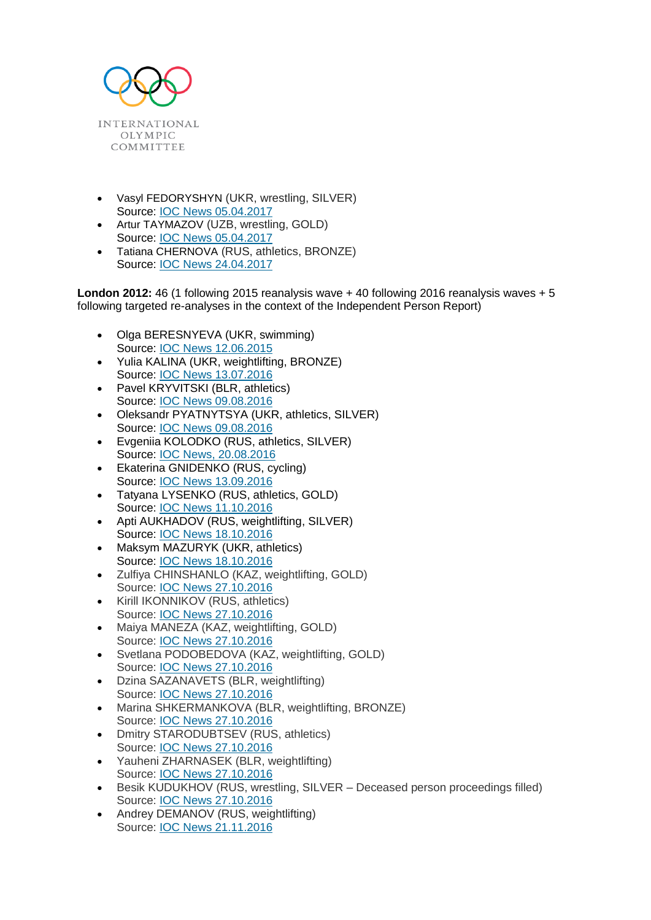- Vasyl FEDORYSHYN (UKR, wrestling, SILVER)
  Source: IOC News 05.04.2017
- Artur TAYMAZOV (UZB, wrestling, GOLD)
  Source: IOC News 05.04.2017
- Tatiana CHERNOVA (RUS, athletics, BRONZE)
  Source: IOC News 24.04.2017

**London 2012:** 46 (1 following 2015 reanalysis wave + 40 following 2016 reanalysis waves + 5 following targeted re-analyses in the context of the Independent Person Report)

- Olga BERESNYEVA (UKR, swimming)
  Source: IOC News 12.06.2015
- Yulia KALINA (UKR, weightlifting, BRONZE)
  Source: IOC News 13.07.2016
- Pavel KRYVITSKI (BLR, athletics)
  Source: IOC News 09.08.2016
- Oleksandr PYATNYTSYA (UKR, athletics, SILVER)
  Source: IOC News 09.08.2016
- Evgeniia KOLODKO (RUS, athletics, SILVER)
  Source: IOC News, 20.08.2016
- Ekaterina GNIDENKO (RUS, cycling)
  Source: IOC News 13.09.2016
- Tatyana LYSENKO (RUS, athletics, GOLD)
  Source: IOC News 11.10.2016
- Apti AUKHADOV (RUS, weightlifting, SILVER)
  Source: IOC News 18.10.2016
- Maksym MAZURYK (UKR, athletics)
  Source: IOC News 18.10.2016
- Zulfiya CHINSHANLO (KAZ, weightlifting, GOLD)
  Source: IOC News 27.10.2016
- Kirill IKONNIKOV (RUS, athletics)
  Source: IOC News 27.10.2016
- Maiya MANEZA (KAZ, weightlifting, GOLD)
  Source: IOC News 27.10.2016
- Svetlana PODOBEDOVA (KAZ, weightlifting, GOLD)
  Source: IOC News 27.10.2016
- Dzina SAZANAVETS (BLR, weightlifting)
  Source: IOC News 27.10.2016
- Marina SHKERMANKOVA (BLR, weightlifting, BRONZE)
  Source: IOC News 27.10.2016
- Dmitry STARODUBTSEV (RUS, athletics)
  Source: IOC News 27.10.2016
- Yauheni ZHARNASEK (BLR, weightlifting)
  Source: IOC News 27.10.2016
- Besik KUDUKHOV (RUS, wrestling, SILVER – Deceased person proceedings filled)
  Source: IOC News 27.10.2016
- Andrey DEMANOV (RUS, weightlifting)
  Source: IOC News 21.11.2016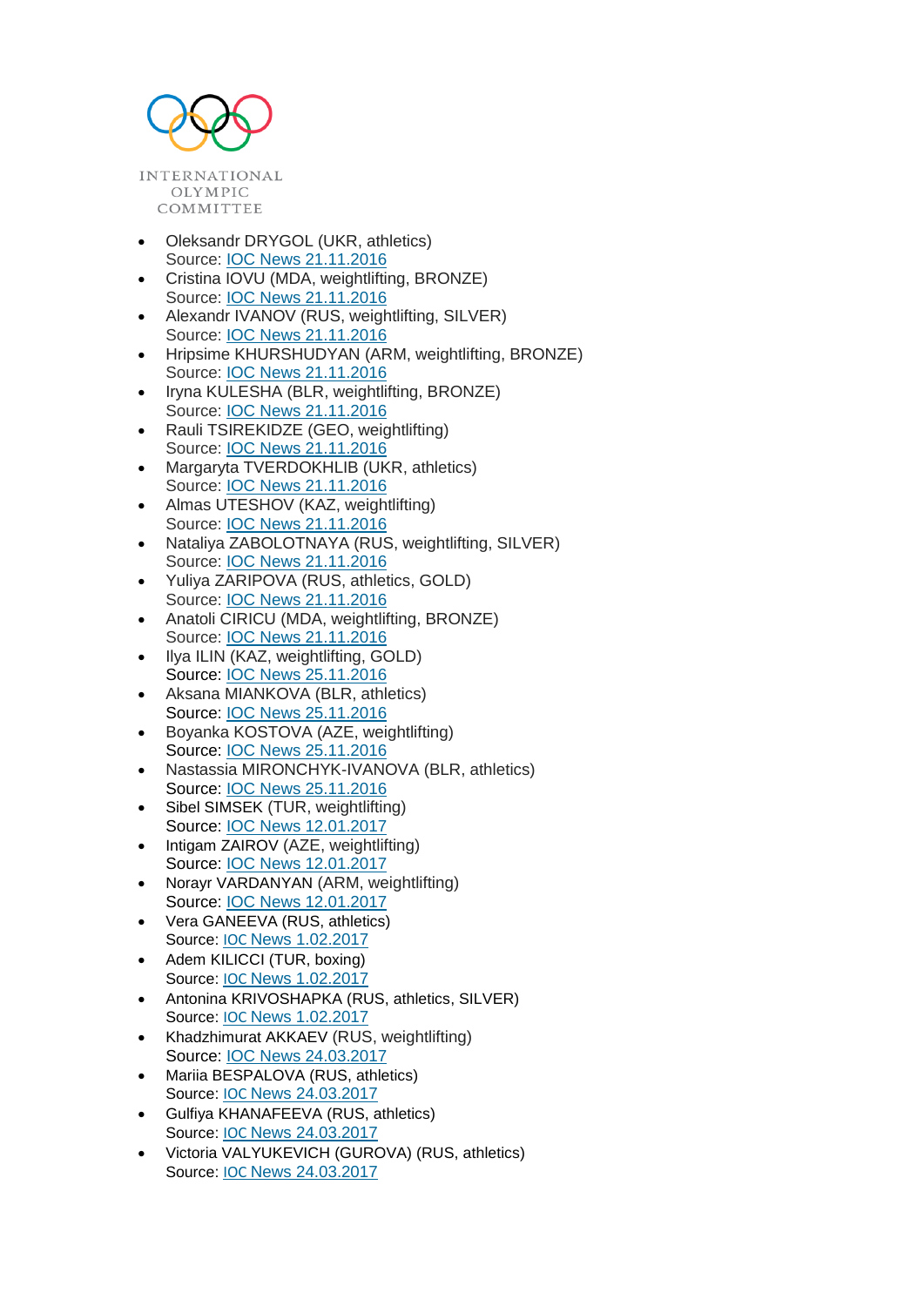- Oleksandr DRYGOL (UKR, athletics)
  Source: IOC News 21.11.2016
- Cristina IOVU (MDA, weightlifting, BRONZE)
  Source: IOC News 21.11.2016
- Alexandr IVANOV (RUS, weightlifting, SILVER)
  Source: IOC News 21.11.2016
- Hripsime KHURSHUDYAN (ARM, weightlifting, BRONZE)
  Source: IOC News 21.11.2016
- Iryna KULESHA (BLR, weightlifting, BRONZE)
  Source: IOC News 21.11.2016
- Rauli TSIREKIDZE (GEO, weightlifting)
  Source: IOC News 21.11.2016
- Margaryta TVERDOKHLIB (UKR, athletics)
  Source: IOC News 21.11.2016
- Almas UTESHOV (KAZ, weightlifting)
  Source: IOC News 21.11.2016
- Nataliya ZABOLOTNAYA (RUS, weightlifting, SILVER)
  Source: IOC News 21.11.2016
- Yuliya ZARIPOVA (RUS, athletics, GOLD)
  Source: IOC News 21.11.2016
- Anatoli CIRICU (MDA, weightlifting, BRONZE)
  Source: IOC News 21.11.2016
- Ilya ILIN (KAZ, weightlifting, GOLD)
  Source: IOC News 25.11.2016
- Aksana MIANKOVA (BLR, athletics)
  Source: IOC News 25.11.2016
- Boyanka KOSTOVA (AZE, weightlifting)
  Source: IOC News 25.11.2016
- Nastassia MIRONCHYK-IVANOVA (BLR, athletics)
  Source: IOC News 25.11.2016
- Sibel SIMSEK (TUR, weightlifting)
  Source: IOC News 12.01.2017
- Intigam ZAIROV (AZE, weightlifting)
  Source: IOC News 12.01.2017
- Norayr VARDANYAN (ARM, weightlifting)
  Source: IOC News 12.01.2017
- Vera GANEEVA (RUS, athletics)
  Source: IOC News 1.02.2017
- Adem KILICCI (TUR, boxing)
  Source: IOC News 1.02.2017
- Antonina KRIVOSHAPKA (RUS, athletics, SILVER)
  Source: IOC News 1.02.2017
- Khadzhimurat AKKAEV (RUS, weightlifting)
  Source: IOC News 24.03.2017
- Mariia BESPALOVA (RUS, athletics)
  Source: IOC News 24.03.2017
- Gulfiya KHANAFEEVA (RUS, athletics)
  Source: IOC News 24.03.2017
- Victoria VALYUKEVICH (GUROVA) (RUS, athletics)
  Source: IOC News 24.03.2017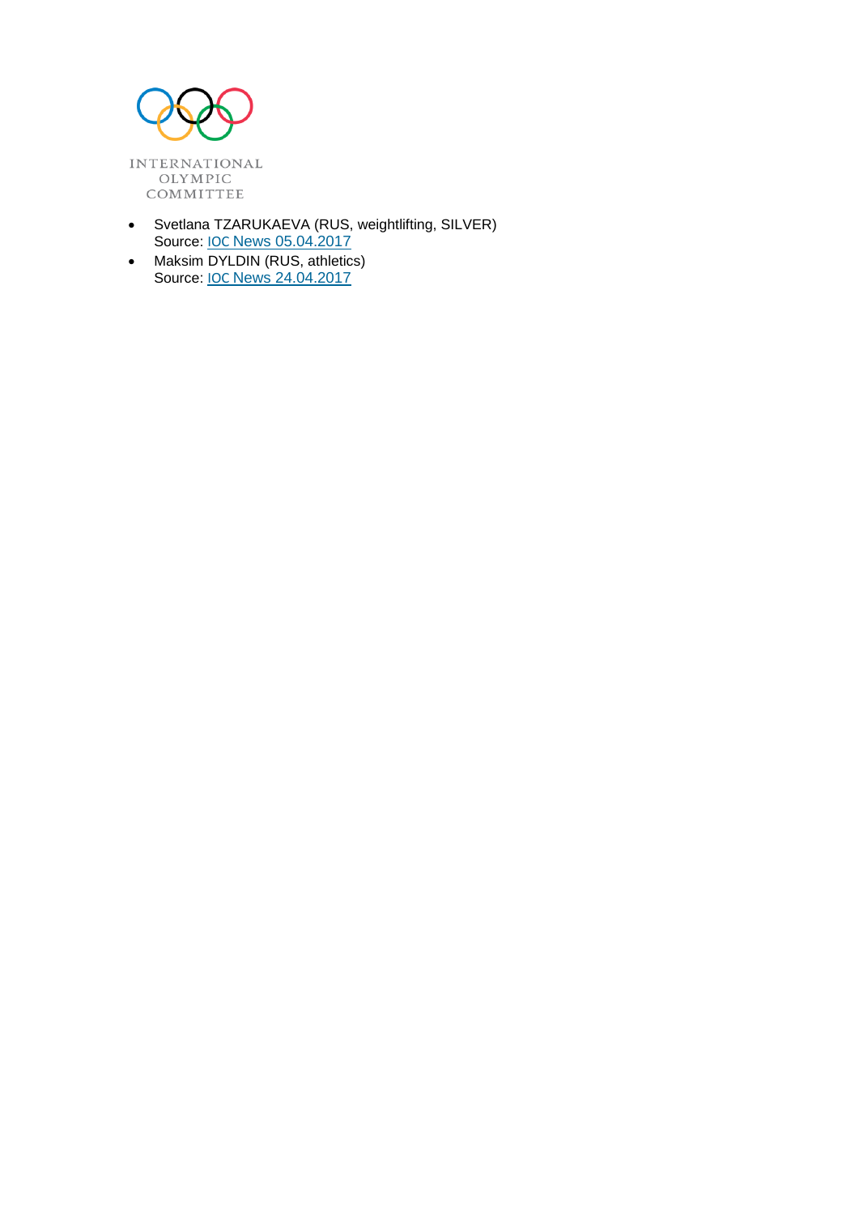- Svetlana TZARUKAEVA (RUS, weightlifting, SILVER)
  Source: IOC News 05.04.2017
- Maksim DYLDIN (RUS, athletics)
  Source: IOC News 24.04.2017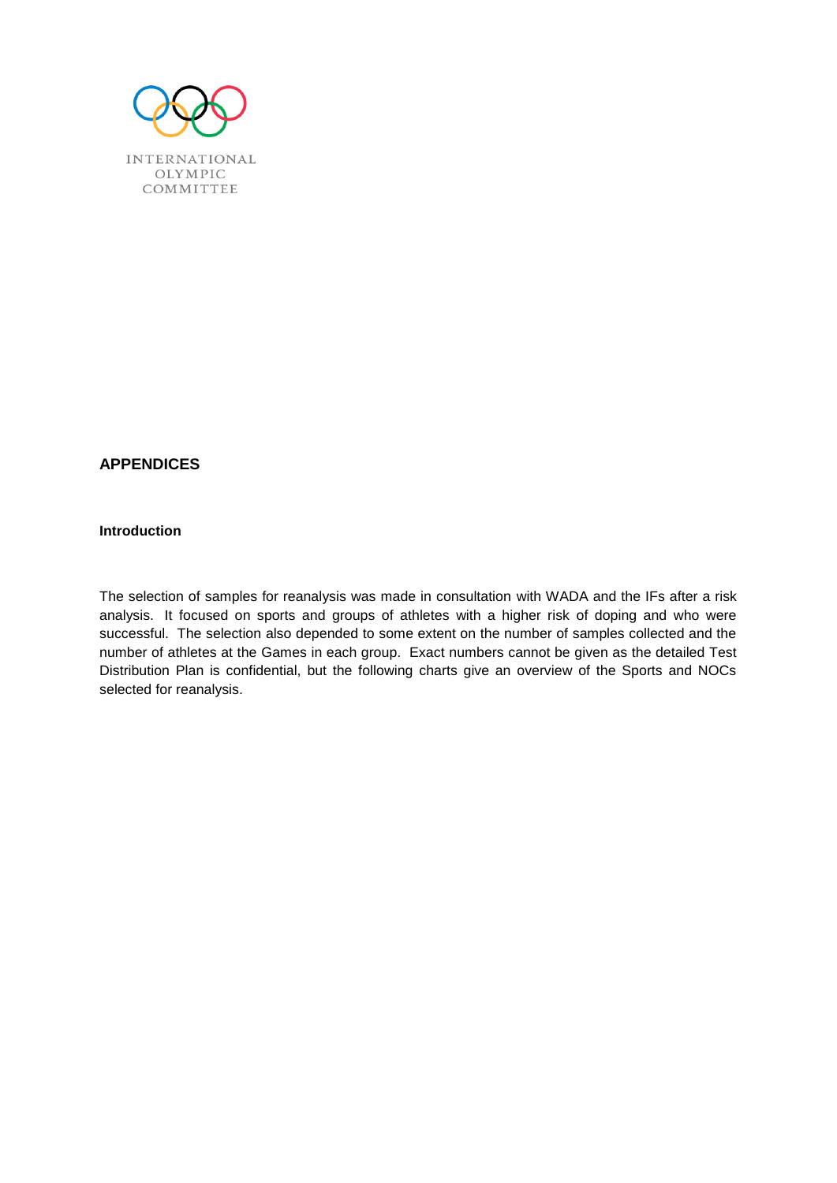INTERNATIONAL
OLYMPIC
COMMITTEE

## APPENDICES

### Introduction

The selection of samples for reanalysis was made in consultation with WADA and the IFs after a risk analysis. It focused on sports and groups of athletes with a higher risk of doping and who were successful. The selection also depended to some extent on the number of samples collected and the number of athletes at the Games in each group. Exact numbers cannot be given as the detailed Test Distribution Plan is confidential, but the following charts give an overview of the Sports and NOCs selected for reanalysis.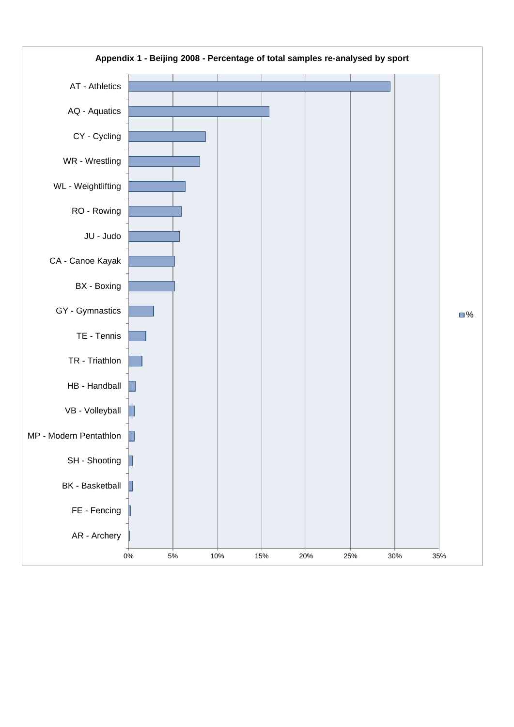**Appendix 1 - Beijing 2008 - Percentage of total samples re-analysed by sport**

| Sport | % |
|---|---|
| AT - Athletics | |
| AQ - Aquatics | |
| CY - Cycling | |
| WR - Wrestling | |
| WL - Weightlifting | |
| RO - Rowing | |
| JU - Judo | |
| CA - Canoe Kayak | |
| BX - Boxing | |
| GY - Gymnastics | |
| TE - Tennis | |
| TR - Triathlon | |
| HB - Handball | |
| VB - Volleyball | |
| MP - Modern Pentathlon | |
| SH - Shooting | |
| BK - Basketball | |
| FE - Fencing | |
| AR - Archery | |

Axis: 0% 5% 10% 15% 20% 25% 30% 35%

Legend: %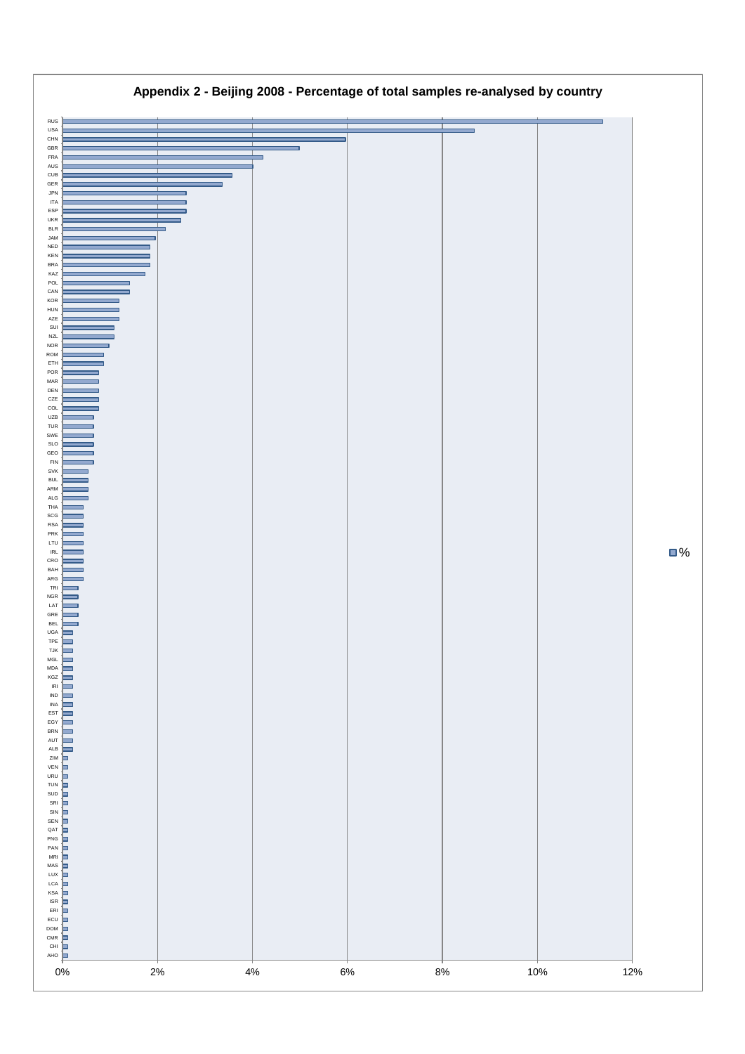## Appendix 2 - Beijing 2008 - Percentage of total samples re-analysed by country

RUS
USA
CHN
GBR
FRA
AUS
CUB
GER
JPN
ITA
ESP
UKR
BLR
JAM
NED
KEN
BRA
KAZ
POL
CAN
KOR
HUN
AZE
SUI
NZL
NOR
ROM
ETH
POR
MAR
DEN
CZE
COL
UZB
TUR
SWE
SLO
GEO
FIN
SVK
BUL
ARM
ALG
THA
SCG
RSA
PRK
LTU
IRL
CRO
BAH
ARG
TRI
NGR
LAT
GRE
BEL
UGA
TPE
TJK
MGL
MDA
KGZ
IRI
IND
INA
EST
EGY
BRN
AUT
ALB
ZIM
VEN
URU
TUN
SUD
SRI
SIN
SEN
QAT
PNG
PAN
MRI
MAS
LUX
LCA
KSA
ISR
ERI
ECU
DOM
CMR
CHI
AHO

0%
2%
4%
6%
8%
10%
12%

%